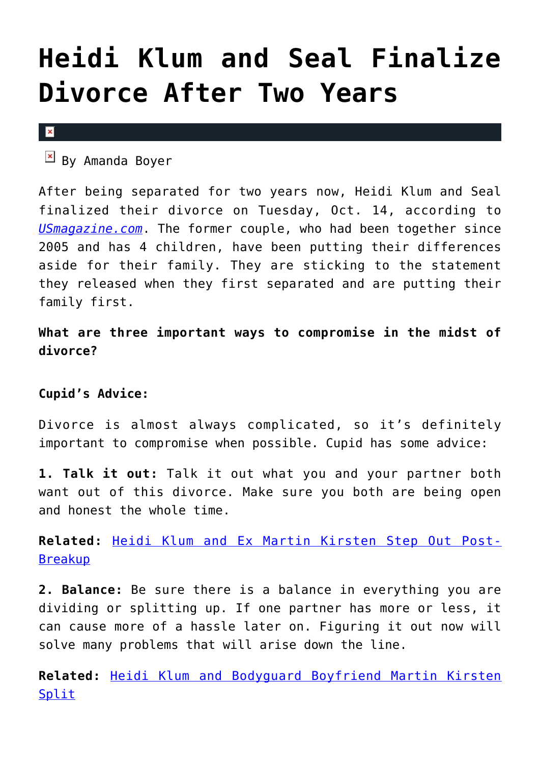# Heidi Klum and Seal Finalize Divorce After Two Years

By Amanda Boyer

After being separated for two years now, Heidi Klum and Seal finalized their divorce on Tuesday, Oct. 14, according to *USmagazine.com*. The former couple, who had been together since 2005 and has 4 children, have been putting their differences aside for their family. They are sticking to the statement they released when they first separated and are putting their family first.

**What are three important ways to compromise in the midst of divorce?**

**Cupid's Advice:**

Divorce is almost always complicated, so it's definitely important to compromise when possible. Cupid has some advice:

**1. Talk it out:** Talk it out what you and your partner both want out of this divorce. Make sure you both are being open and honest the whole time.

**Related:** Heidi Klum and Ex Martin Kirsten Step Out Post-Breakup

**2. Balance:** Be sure there is a balance in everything you are dividing or splitting up. If one partner has more or less, it can cause more of a hassle later on. Figuring it out now will solve many problems that will arise down the line.

**Related:** Heidi Klum and Bodyguard Boyfriend Martin Kirsten Split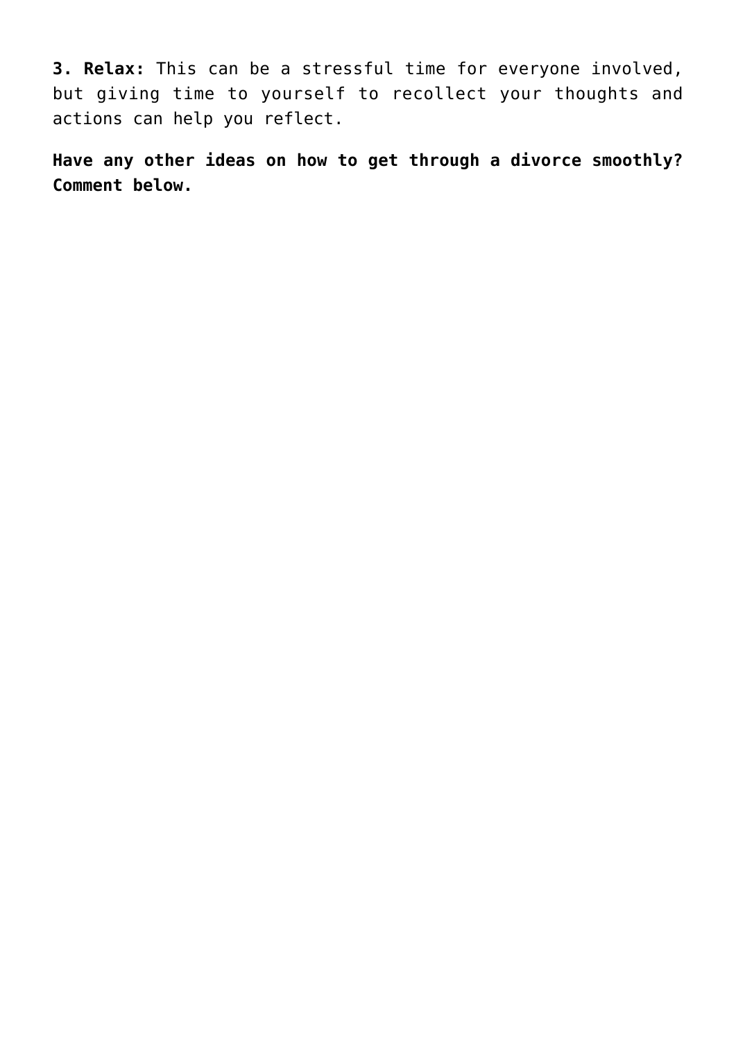**3. Relax:** This can be a stressful time for everyone involved, but giving time to yourself to recollect your thoughts and actions can help you reflect.

**Have any other ideas on how to get through a divorce smoothly? Comment below.**